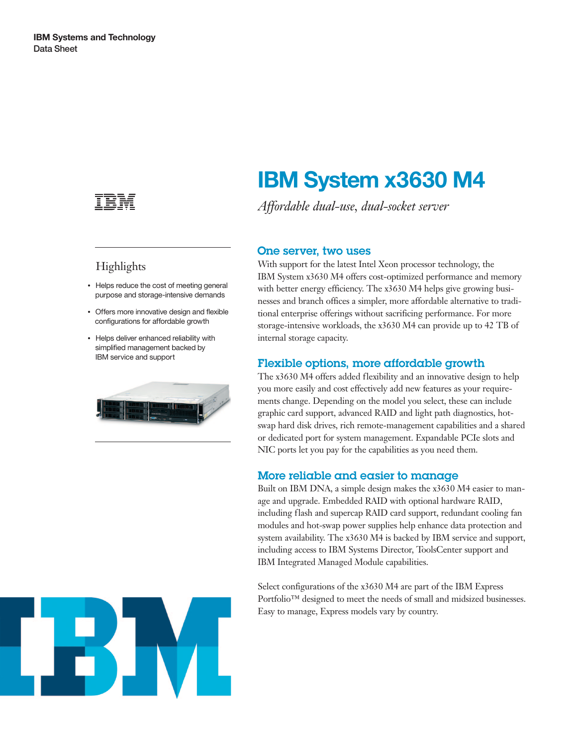IBM Systems and Technology
Data Sheet

# IBM System x3630 M4

*Affordable dual-use, dual-socket server*

## Highlights

- Helps reduce the cost of meeting general purpose and storage-intensive demands
- Offers more innovative design and flexible configurations for affordable growth
- Helps deliver enhanced reliability with simplified management backed by IBM service and support

## One server, two uses

With support for the latest Intel Xeon processor technology, the IBM System x3630 M4 offers cost-optimized performance and memory with better energy efficiency. The x3630 M4 helps give growing businesses and branch offices a simpler, more affordable alternative to traditional enterprise offerings without sacrificing performance. For more storage-intensive workloads, the x3630 M4 can provide up to 42 TB of internal storage capacity.

## Flexible options, more affordable growth

The x3630 M4 offers added flexibility and an innovative design to help you more easily and cost effectively add new features as your requirements change. Depending on the model you select, these can include graphic card support, advanced RAID and light path diagnostics, hot-swap hard disk drives, rich remote-management capabilities and a shared or dedicated port for system management. Expandable PCIe slots and NIC ports let you pay for the capabilities as you need them.

## More reliable and easier to manage

Built on IBM DNA, a simple design makes the x3630 M4 easier to manage and upgrade. Embedded RAID with optional hardware RAID, including flash and supercap RAID card support, redundant cooling fan modules and hot-swap power supplies help enhance data protection and system availability. The x3630 M4 is backed by IBM service and support, including access to IBM Systems Director, ToolsCenter support and IBM Integrated Managed Module capabilities.

Select configurations of the x3630 M4 are part of the IBM Express Portfolio™ designed to meet the needs of small and midsized businesses. Easy to manage, Express models vary by country.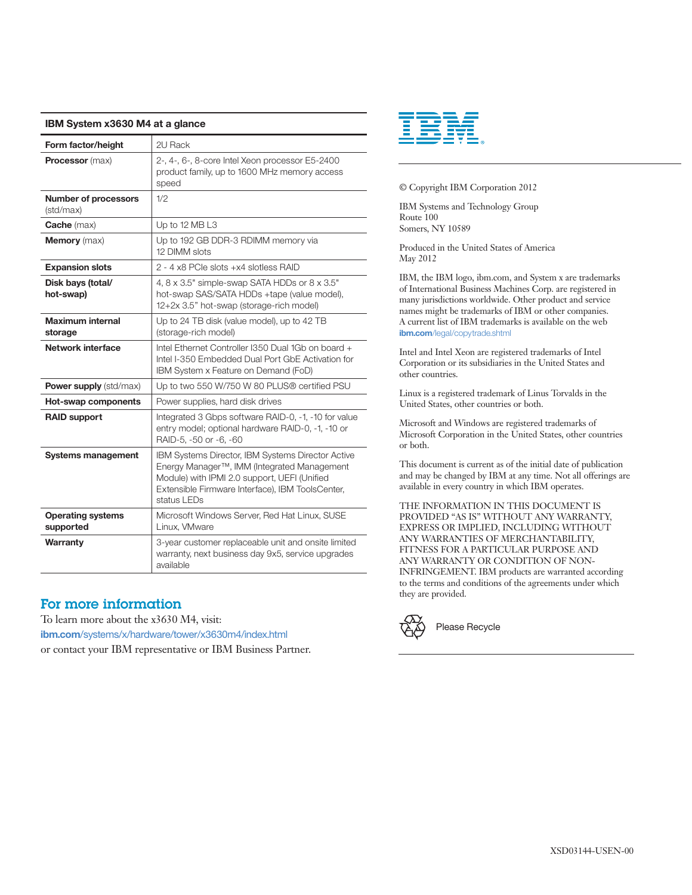| IBM System x3630 M4 at a glance | |
|---|---|
| **Form factor/height** | 2U Rack |
| **Processor** (max) | 2-, 4-, 6-, 8-core Intel Xeon processor E5-2400 product family, up to 1600 MHz memory access speed |
| **Number of processors** (std/max) | 1/2 |
| **Cache** (max) | Up to 12 MB L3 |
| **Memory** (max) | Up to 192 GB DDR-3 RDIMM memory via 12 DIMM slots |
| **Expansion slots** | 2 - 4 x8 PCIe slots +x4 slotless RAID |
| **Disk bays (total/ hot-swap)** | 4, 8 x 3.5" simple-swap SATA HDDs or 8 x 3.5" hot-swap SAS/SATA HDDs +tape (value model), 12+2x 3.5" hot-swap (storage-rich model) |
| **Maximum internal storage** | Up to 24 TB disk (value model), up to 42 TB (storage-rich model) |
| **Network interface** | Intel Ethernet Controller I350 Dual 1Gb on board + Intel I-350 Embedded Dual Port GbE Activation for IBM System x Feature on Demand (FoD) |
| **Power supply** (std/max) | Up to two 550 W/750 W 80 PLUS® certified PSU |
| **Hot-swap components** | Power supplies, hard disk drives |
| **RAID support** | Integrated 3 Gbps software RAID-0, -1, -10 for value entry model; optional hardware RAID-0, -1, -10 or RAID-5, -50 or -6, -60 |
| **Systems management** | IBM Systems Director, IBM Systems Director Active Energy Manager™, IMM (Integrated Management Module) with IPMI 2.0 support, UEFI (Unified Extensible Firmware Interface), IBM ToolsCenter, status LEDs |
| **Operating systems supported** | Microsoft Windows Server, Red Hat Linux, SUSE Linux, VMware |
| **Warranty** | 3-year customer replaceable unit and onsite limited warranty, next business day 9x5, service upgrades available |

## For more information

To learn more about the x3630 M4, visit: **ibm.com**/systems/x/hardware/tower/x3630m4/index.html or contact your IBM representative or IBM Business Partner.

IBM

© Copyright IBM Corporation 2012

IBM Systems and Technology Group
Route 100
Somers, NY 10589

Produced in the United States of America
May 2012

IBM, the IBM logo, ibm.com, and System x are trademarks of International Business Machines Corp. are registered in many jurisdictions worldwide. Other product and service names might be trademarks of IBM or other companies. A current list of IBM trademarks is available on the web **ibm.com**/legal/copytrade.shtml

Intel and Intel Xeon are registered trademarks of Intel Corporation or its subsidiaries in the United States and other countries.

Linux is a registered trademark of Linus Torvalds in the United States, other countries or both.

Microsoft and Windows are registered trademarks of Microsoft Corporation in the United States, other countries or both.

This document is current as of the initial date of publication and may be changed by IBM at any time. Not all offerings are available in every country in which IBM operates.

THE INFORMATION IN THIS DOCUMENT IS PROVIDED "AS IS" WITHOUT ANY WARRANTY, EXPRESS OR IMPLIED, INCLUDING WITHOUT ANY WARRANTIES OF MERCHANTABILITY, FITNESS FOR A PARTICULAR PURPOSE AND ANY WARRANTY OR CONDITION OF NON-INFRINGEMENT. IBM products are warranted according to the terms and conditions of the agreements under which they are provided.

Please Recycle

XSD03144-USEN-00